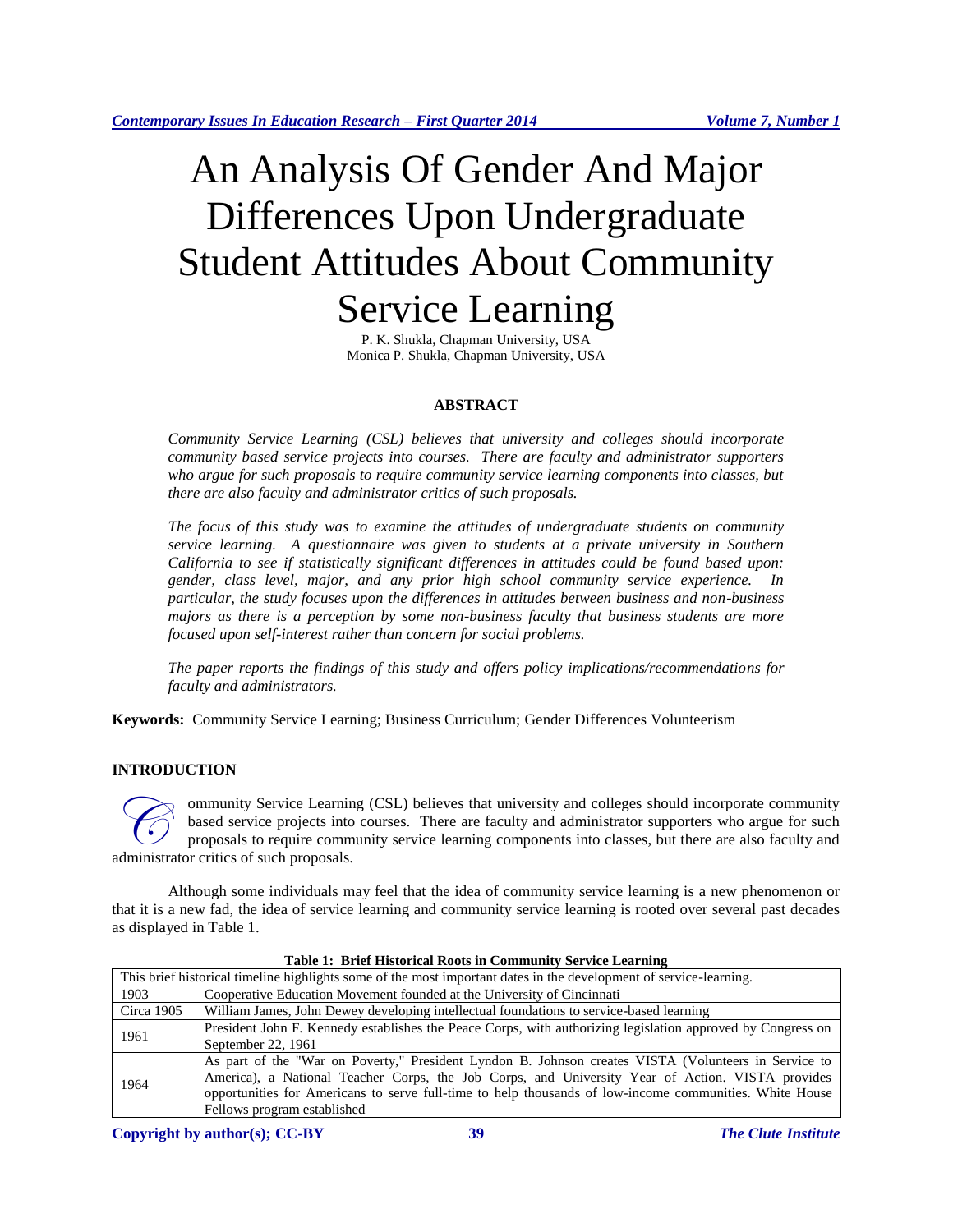# An Analysis Of Gender And Major Differences Upon Undergraduate Student Attitudes About Community Service Learning

P. K. Shukla, Chapman University, USA
Monica P. Shukla, Chapman University, USA

## ABSTRACT

*Community Service Learning (CSL) believes that university and colleges should incorporate community based service projects into courses. There are faculty and administrator supporters who argue for such proposals to require community service learning components into classes, but there are also faculty and administrator critics of such proposals.*

*The focus of this study was to examine the attitudes of undergraduate students on community service learning. A questionnaire was given to students at a private university in Southern California to see if statistically significant differences in attitudes could be found based upon: gender, class level, major, and any prior high school community service experience. In particular, the study focuses upon the differences in attitudes between business and non-business majors as there is a perception by some non-business faculty that business students are more focused upon self-interest rather than concern for social problems.*

*The paper reports the findings of this study and offers policy implications/recommendations for faculty and administrators.*

**Keywords:** Community Service Learning; Business Curriculum; Gender Differences Volunteerism

## INTRODUCTION

Community Service Learning (CSL) believes that university and colleges should incorporate community based service projects into courses. There are faculty and administrator supporters who argue for such proposals to require community service learning components into classes, but there are also faculty and administrator critics of such proposals.

Although some individuals may feel that the idea of community service learning is a new phenomenon or that it is a new fad, the idea of service learning and community service learning is rooted over several past decades as displayed in Table 1.

**Table 1: Brief Historical Roots in Community Service Learning**

| This brief historical timeline highlights some of the most important dates in the development of service-learning. | |
|---|---|
| 1903 | Cooperative Education Movement founded at the University of Cincinnati |
| Circa 1905 | William James, John Dewey developing intellectual foundations to service-based learning |
| 1961 | President John F. Kennedy establishes the Peace Corps, with authorizing legislation approved by Congress on September 22, 1961 |
| 1964 | As part of the "War on Poverty," President Lyndon B. Johnson creates VISTA (Volunteers in Service to America), a National Teacher Corps, the Job Corps, and University Year of Action. VISTA provides opportunities for Americans to serve full-time to help thousands of low-income communities. White House Fellows program established |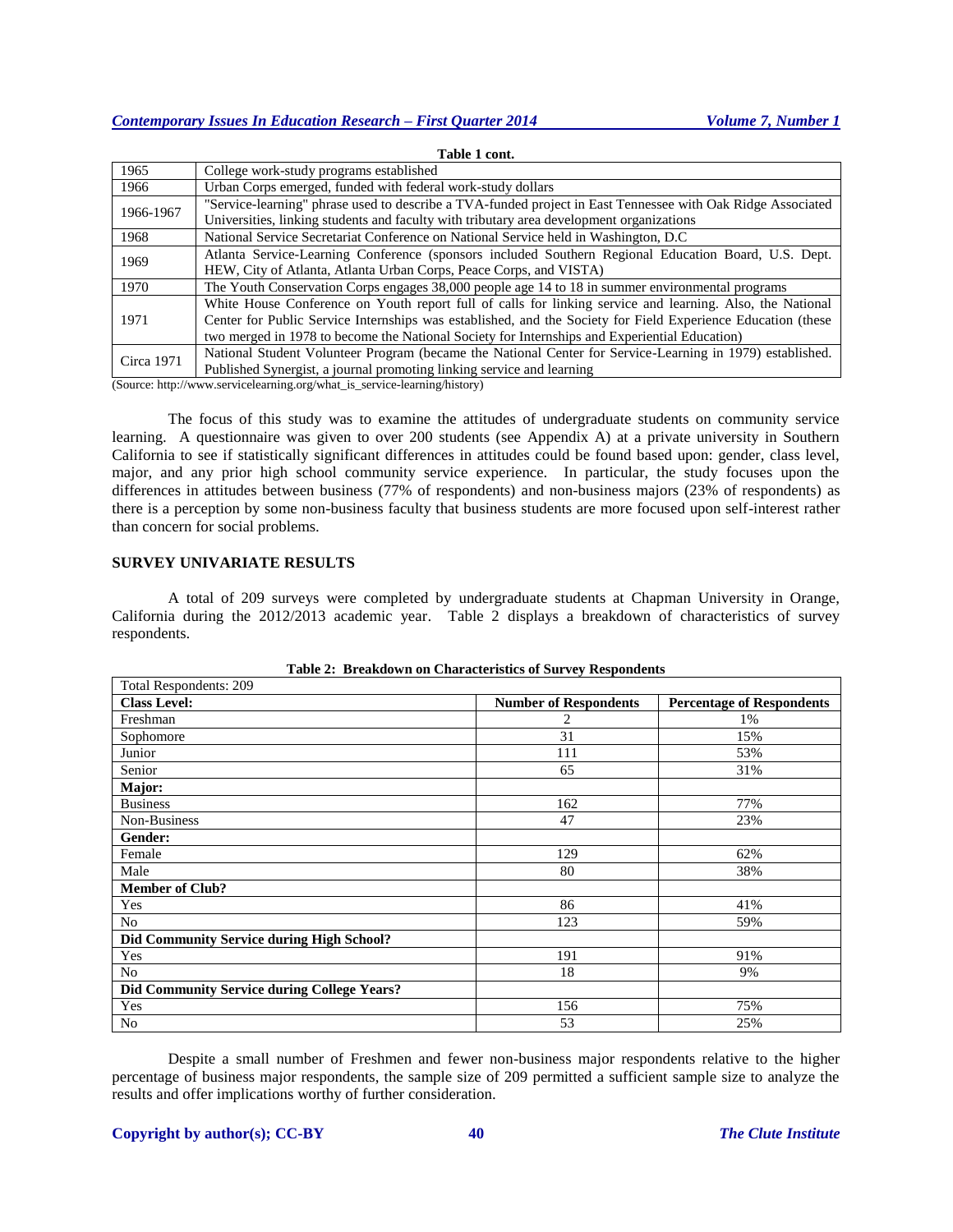**Table 1 cont.**

| | |
|---|---|
| 1965 | College work-study programs established |
| 1966 | Urban Corps emerged, funded with federal work-study dollars |
| 1966-1967 | "Service-learning" phrase used to describe a TVA-funded project in East Tennessee with Oak Ridge Associated Universities, linking students and faculty with tributary area development organizations |
| 1968 | National Service Secretariat Conference on National Service held in Washington, D.C |
| 1969 | Atlanta Service-Learning Conference (sponsors included Southern Regional Education Board, U.S. Dept. HEW, City of Atlanta, Atlanta Urban Corps, Peace Corps, and VISTA) |
| 1970 | The Youth Conservation Corps engages 38,000 people age 14 to 18 in summer environmental programs |
| 1971 | White House Conference on Youth report full of calls for linking service and learning. Also, the National Center for Public Service Internships was established, and the Society for Field Experience Education (these two merged in 1978 to become the National Society for Internships and Experiential Education) |
| Circa 1971 | National Student Volunteer Program (became the National Center for Service-Learning in 1979) established. Published Synergist, a journal promoting linking service and learning |

(Source: http://www.servicelearning.org/what_is_service-learning/history)

The focus of this study was to examine the attitudes of undergraduate students on community service learning. A questionnaire was given to over 200 students (see Appendix A) at a private university in Southern California to see if statistically significant differences in attitudes could be found based upon: gender, class level, major, and any prior high school community service experience. In particular, the study focuses upon the differences in attitudes between business (77% of respondents) and non-business majors (23% of respondents) as there is a perception by some non-business faculty that business students are more focused upon self-interest rather than concern for social problems.

## SURVEY UNIVARIATE RESULTS

A total of 209 surveys were completed by undergraduate students at Chapman University in Orange, California during the 2012/2013 academic year. Table 2 displays a breakdown of characteristics of survey respondents.

**Table 2: Breakdown on Characteristics of Survey Respondents**

| Total Respondents: 209 | | |
|---|---|---|
| **Class Level:** | **Number of Respondents** | **Percentage of Respondents** |
| Freshman | 2 | 1% |
| Sophomore | 31 | 15% |
| Junior | 111 | 53% |
| Senior | 65 | 31% |
| **Major:** | | |
| Business | 162 | 77% |
| Non-Business | 47 | 23% |
| **Gender:** | | |
| Female | 129 | 62% |
| Male | 80 | 38% |
| **Member of Club?** | | |
| Yes | 86 | 41% |
| No | 123 | 59% |
| **Did Community Service during High School?** | | |
| Yes | 191 | 91% |
| No | 18 | 9% |
| **Did Community Service during College Years?** | | |
| Yes | 156 | 75% |
| No | 53 | 25% |

Despite a small number of Freshmen and fewer non-business major respondents relative to the higher percentage of business major respondents, the sample size of 209 permitted a sufficient sample size to analyze the results and offer implications worthy of further consideration.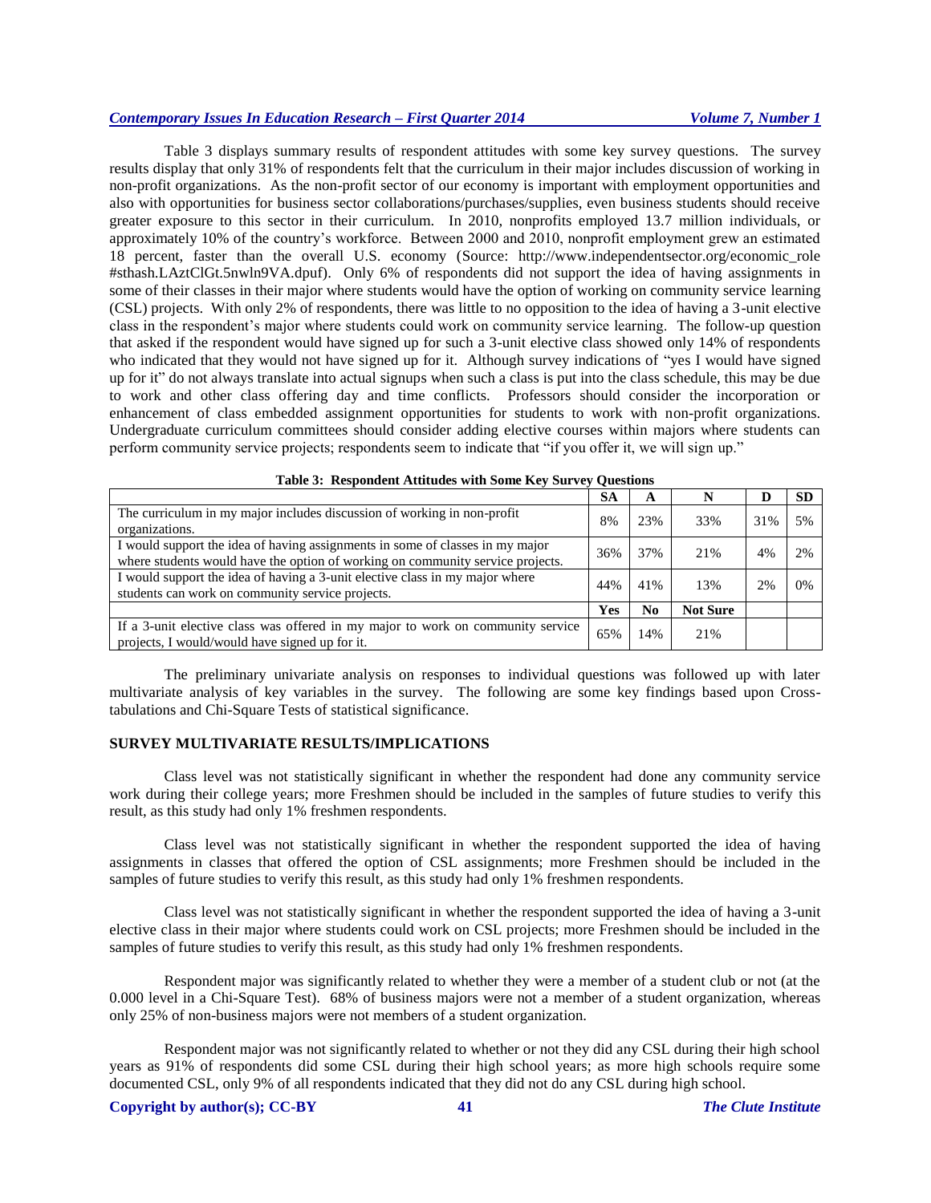Table 3 displays summary results of respondent attitudes with some key survey questions. The survey results display that only 31% of respondents felt that the curriculum in their major includes discussion of working in non-profit organizations. As the non-profit sector of our economy is important with employment opportunities and also with opportunities for business sector collaborations/purchases/supplies, even business students should receive greater exposure to this sector in their curriculum. In 2010, nonprofits employed 13.7 million individuals, or approximately 10% of the country's workforce. Between 2000 and 2010, nonprofit employment grew an estimated 18 percent, faster than the overall U.S. economy (Source: http://www.independentsector.org/economic_role #sthash.LAztClGt.5nwln9VA.dpuf). Only 6% of respondents did not support the idea of having assignments in some of their classes in their major where students would have the option of working on community service learning (CSL) projects. With only 2% of respondents, there was little to no opposition to the idea of having a 3-unit elective class in the respondent's major where students could work on community service learning. The follow-up question that asked if the respondent would have signed up for such a 3-unit elective class showed only 14% of respondents who indicated that they would not have signed up for it. Although survey indications of "yes I would have signed up for it" do not always translate into actual signups when such a class is put into the class schedule, this may be due to work and other class offering day and time conflicts. Professors should consider the incorporation or enhancement of class embedded assignment opportunities for students to work with non-profit organizations. Undergraduate curriculum committees should consider adding elective courses within majors where students can perform community service projects; respondents seem to indicate that "if you offer it, we will sign up."

**Table 3: Respondent Attitudes with Some Key Survey Questions**

| | SA | A | N | D | SD |
|---|---|---|---|---|---|
| The curriculum in my major includes discussion of working in non-profit organizations. | 8% | 23% | 33% | 31% | 5% |
| I would support the idea of having assignments in some of classes in my major where students would have the option of working on community service projects. | 36% | 37% | 21% | 4% | 2% |
| I would support the idea of having a 3-unit elective class in my major where students can work on community service projects. | 44% | 41% | 13% | 2% | 0% |
| | **Yes** | **No** | **Not Sure** | | |
| If a 3-unit elective class was offered in my major to work on community service projects, I would/would have signed up for it. | 65% | 14% | 21% | | |

The preliminary univariate analysis on responses to individual questions was followed up with later multivariate analysis of key variables in the survey. The following are some key findings based upon Cross-tabulations and Chi-Square Tests of statistical significance.

## SURVEY MULTIVARIATE RESULTS/IMPLICATIONS

Class level was not statistically significant in whether the respondent had done any community service work during their college years; more Freshmen should be included in the samples of future studies to verify this result, as this study had only 1% freshmen respondents.

Class level was not statistically significant in whether the respondent supported the idea of having assignments in classes that offered the option of CSL assignments; more Freshmen should be included in the samples of future studies to verify this result, as this study had only 1% freshmen respondents.

Class level was not statistically significant in whether the respondent supported the idea of having a 3-unit elective class in their major where students could work on CSL projects; more Freshmen should be included in the samples of future studies to verify this result, as this study had only 1% freshmen respondents.

Respondent major was significantly related to whether they were a member of a student club or not (at the 0.000 level in a Chi-Square Test). 68% of business majors were not a member of a student organization, whereas only 25% of non-business majors were not members of a student organization.

Respondent major was not significantly related to whether or not they did any CSL during their high school years as 91% of respondents did some CSL during their high school years; as more high schools require some documented CSL, only 9% of all respondents indicated that they did not do any CSL during high school.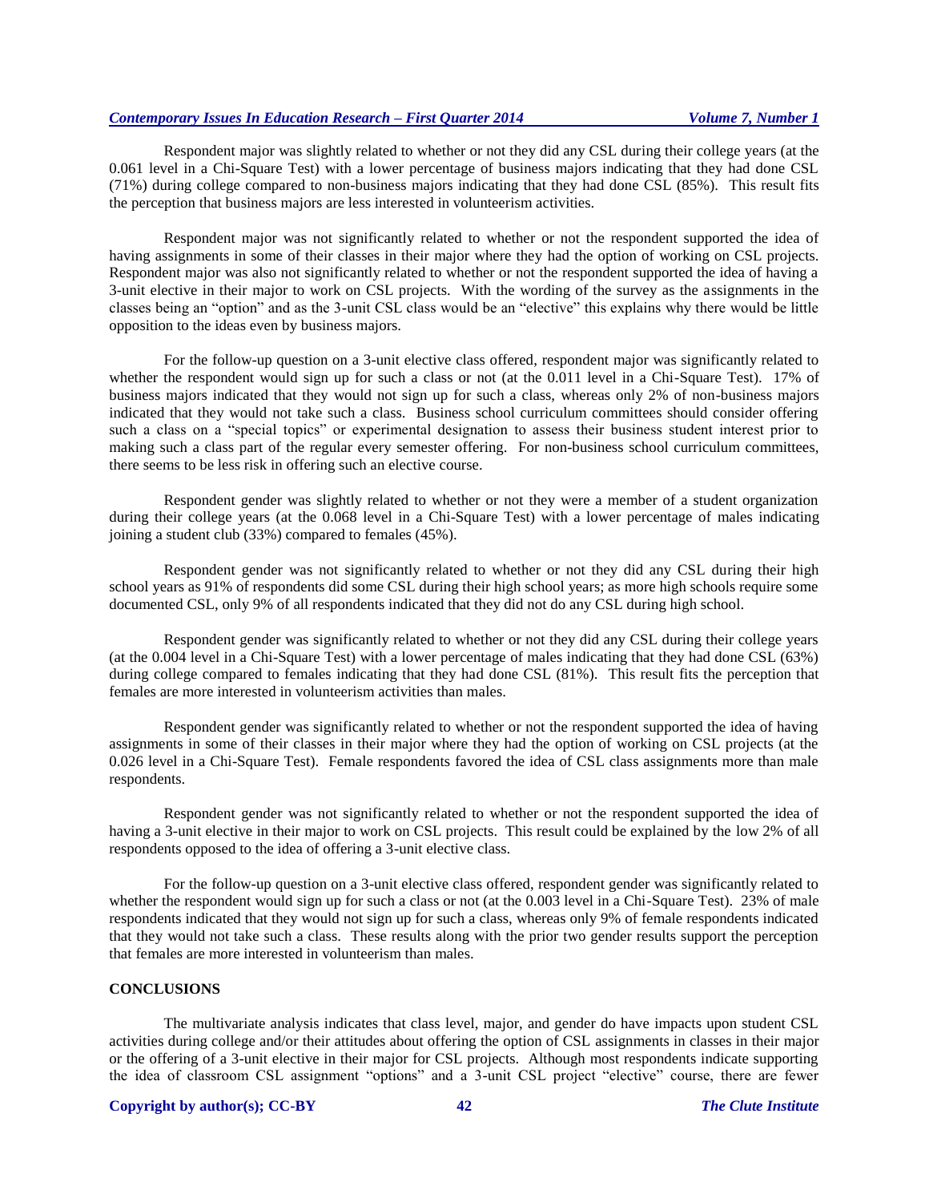Respondent major was slightly related to whether or not they did any CSL during their college years (at the 0.061 level in a Chi-Square Test) with a lower percentage of business majors indicating that they had done CSL (71%) during college compared to non-business majors indicating that they had done CSL (85%). This result fits the perception that business majors are less interested in volunteerism activities.

Respondent major was not significantly related to whether or not the respondent supported the idea of having assignments in some of their classes in their major where they had the option of working on CSL projects. Respondent major was also not significantly related to whether or not the respondent supported the idea of having a 3-unit elective in their major to work on CSL projects. With the wording of the survey as the assignments in the classes being an "option" and as the 3-unit CSL class would be an "elective" this explains why there would be little opposition to the ideas even by business majors.

For the follow-up question on a 3-unit elective class offered, respondent major was significantly related to whether the respondent would sign up for such a class or not (at the 0.011 level in a Chi-Square Test). 17% of business majors indicated that they would not sign up for such a class, whereas only 2% of non-business majors indicated that they would not take such a class. Business school curriculum committees should consider offering such a class on a "special topics" or experimental designation to assess their business student interest prior to making such a class part of the regular every semester offering. For non-business school curriculum committees, there seems to be less risk in offering such an elective course.

Respondent gender was slightly related to whether or not they were a member of a student organization during their college years (at the 0.068 level in a Chi-Square Test) with a lower percentage of males indicating joining a student club (33%) compared to females (45%).

Respondent gender was not significantly related to whether or not they did any CSL during their high school years as 91% of respondents did some CSL during their high school years; as more high schools require some documented CSL, only 9% of all respondents indicated that they did not do any CSL during high school.

Respondent gender was significantly related to whether or not they did any CSL during their college years (at the 0.004 level in a Chi-Square Test) with a lower percentage of males indicating that they had done CSL (63%) during college compared to females indicating that they had done CSL (81%). This result fits the perception that females are more interested in volunteerism activities than males.

Respondent gender was significantly related to whether or not the respondent supported the idea of having assignments in some of their classes in their major where they had the option of working on CSL projects (at the 0.026 level in a Chi-Square Test). Female respondents favored the idea of CSL class assignments more than male respondents.

Respondent gender was not significantly related to whether or not the respondent supported the idea of having a 3-unit elective in their major to work on CSL projects. This result could be explained by the low 2% of all respondents opposed to the idea of offering a 3-unit elective class.

For the follow-up question on a 3-unit elective class offered, respondent gender was significantly related to whether the respondent would sign up for such a class or not (at the 0.003 level in a Chi-Square Test). 23% of male respondents indicated that they would not sign up for such a class, whereas only 9% of female respondents indicated that they would not take such a class. These results along with the prior two gender results support the perception that females are more interested in volunteerism than males.

## CONCLUSIONS

The multivariate analysis indicates that class level, major, and gender do have impacts upon student CSL activities during college and/or their attitudes about offering the option of CSL assignments in classes in their major or the offering of a 3-unit elective in their major for CSL projects. Although most respondents indicate supporting the idea of classroom CSL assignment "options" and a 3-unit CSL project "elective" course, there are fewer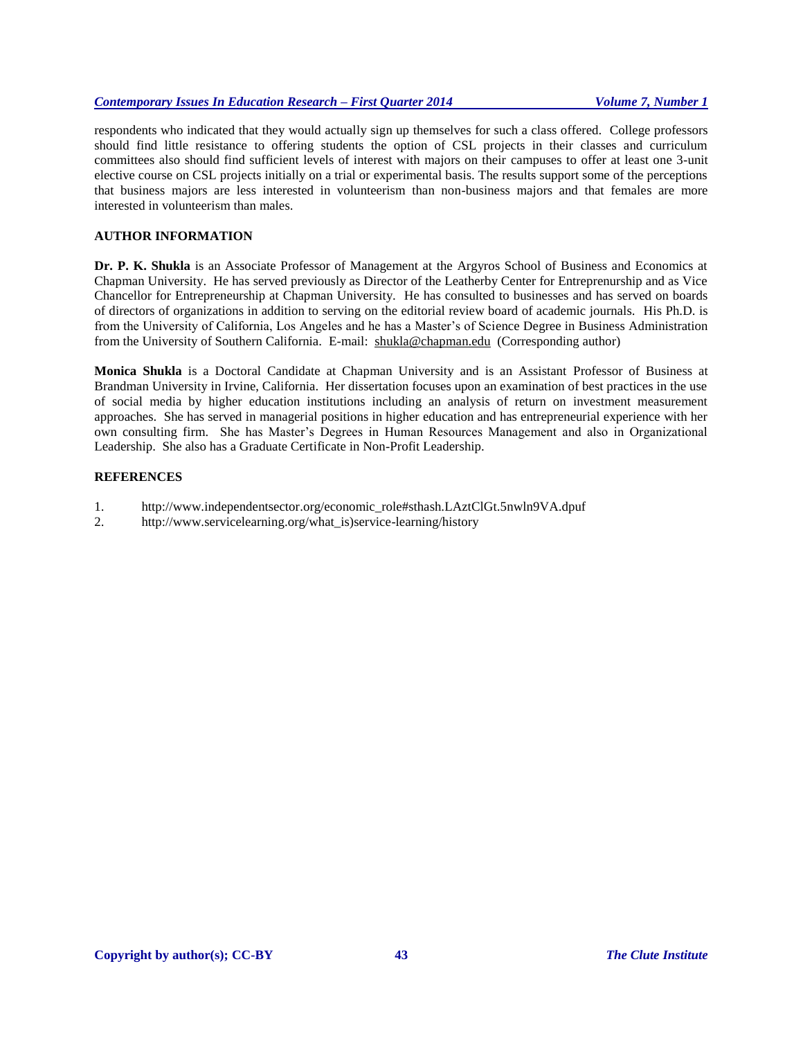respondents who indicated that they would actually sign up themselves for such a class offered. College professors should find little resistance to offering students the option of CSL projects in their classes and curriculum committees also should find sufficient levels of interest with majors on their campuses to offer at least one 3-unit elective course on CSL projects initially on a trial or experimental basis. The results support some of the perceptions that business majors are less interested in volunteerism than non-business majors and that females are more interested in volunteerism than males.

## AUTHOR INFORMATION

**Dr. P. K. Shukla** is an Associate Professor of Management at the Argyros School of Business and Economics at Chapman University. He has served previously as Director of the Leatherby Center for Entreprenurship and as Vice Chancellor for Entrepreneurship at Chapman University. He has consulted to businesses and has served on boards of directors of organizations in addition to serving on the editorial review board of academic journals. His Ph.D. is from the University of California, Los Angeles and he has a Master's of Science Degree in Business Administration from the University of Southern California. E-mail: shukla@chapman.edu (Corresponding author)

**Monica Shukla** is a Doctoral Candidate at Chapman University and is an Assistant Professor of Business at Brandman University in Irvine, California. Her dissertation focuses upon an examination of best practices in the use of social media by higher education institutions including an analysis of return on investment measurement approaches. She has served in managerial positions in higher education and has entrepreneurial experience with her own consulting firm. She has Master's Degrees in Human Resources Management and also in Organizational Leadership. She also has a Graduate Certificate in Non-Profit Leadership.

## REFERENCES

1. http://www.independentsector.org/economic_role#sthash.LAztClGt.5nwln9VA.dpuf
2. http://www.servicelearning.org/what_is)service-learning/history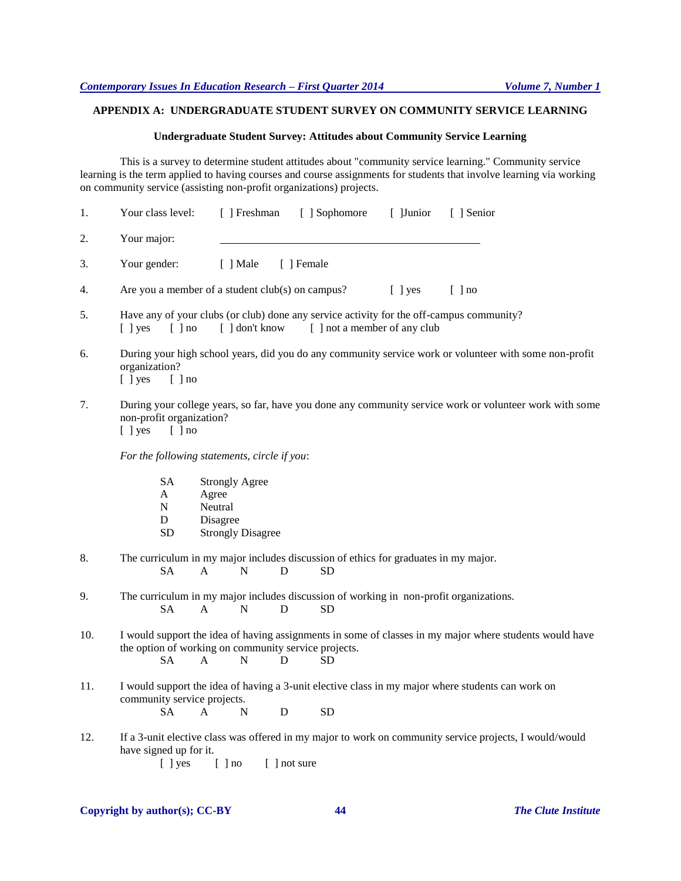## APPENDIX A: UNDERGRADUATE STUDENT SURVEY ON COMMUNITY SERVICE LEARNING

### Undergraduate Student Survey: Attitudes about Community Service Learning

This is a survey to determine student attitudes about "community service learning." Community service learning is the term applied to having courses and course assignments for students that involve learning via working on community service (assisting non-profit organizations) projects.

1. Your class level: [ ] Freshman [ ] Sophomore [ ]Junior [ ] Senior

2. Your major: ______________________________

3. Your gender: [ ] Male [ ] Female

4. Are you a member of a student club(s) on campus? [ ] yes [ ] no

5. Have any of your clubs (or club) done any service activity for the off-campus community?
   [ ] yes [ ] no [ ] don't know [ ] not a member of any club

6. During your high school years, did you do any community service work or volunteer with some non-profit organization?
   [ ] yes [ ] no

7. During your college years, so far, have you done any community service work or volunteer work with some non-profit organization?
   [ ] yes [ ] no

   *For the following statements, circle if you*:

   SA Strongly Agree
   A Agree
   N Neutral
   D Disagree
   SD Strongly Disagree

8. The curriculum in my major includes discussion of ethics for graduates in my major.
   SA A N D SD

9. The curriculum in my major includes discussion of working in non-profit organizations.
   SA A N D SD

10. I would support the idea of having assignments in some of classes in my major where students would have the option of working on community service projects.
    SA A N D SD

11. I would support the idea of having a 3-unit elective class in my major where students can work on community service projects.
    SA A N D SD

12. If a 3-unit elective class was offered in my major to work on community service projects, I would/would have signed up for it.
    [ ] yes [ ] no [ ] not sure